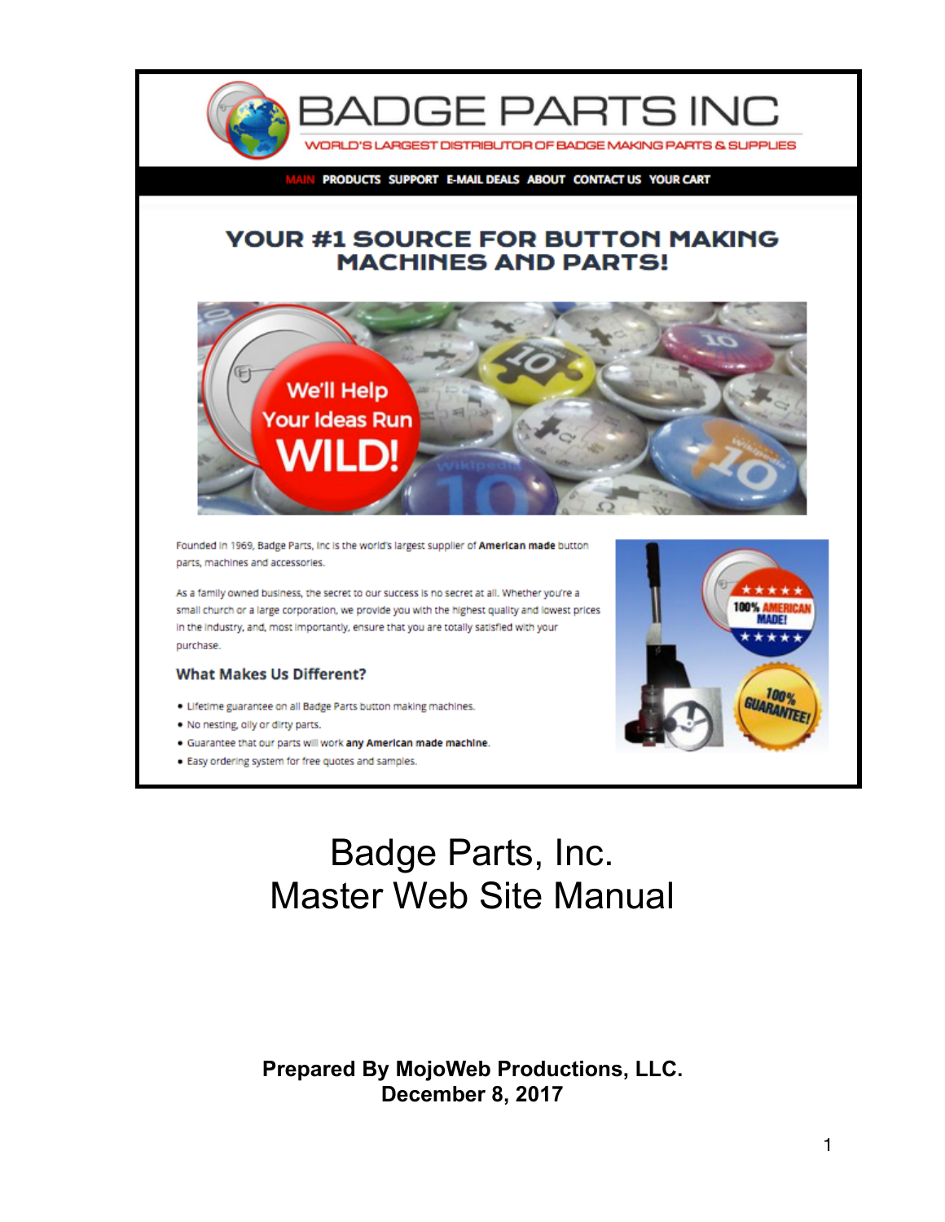# BADGE PARTS INC

WORLD'S LARGEST DISTRIBUTOR OF BADGE MAKING PARTS & SUPPLIES

MAIN PRODUCTS SUPPORT E-MAIL DEALS ABOUT CONTACT US YOUR CART

## YOUR #1 SOURCE FOR BUTTON MAKING MACHINES AND PARTS!

We'll Help Your Ideas Run WILD!

Founded in 1969, Badge Parts, Inc is the world's largest supplier of **American made** button parts, machines and accessories.

As a family owned business, the secret to our success is no secret at all. Whether you're a small church or a large corporation, we provide you with the highest quality and lowest prices in the industry, and, most importantly, ensure that you are totally satisfied with your purchase.

### What Makes Us Different?

- Lifetime guarantee on all Badge Parts button making machines.
- No nesting, oily or dirty parts.
- Guarantee that our parts will work **any American made machine**.
- Easy ordering system for free quotes and samples.

100% AMERICAN MADE!

100% GUARANTEE!

# Badge Parts, Inc.
# Master Web Site Manual

**Prepared By MojoWeb Productions, LLC.**
**December 8, 2017**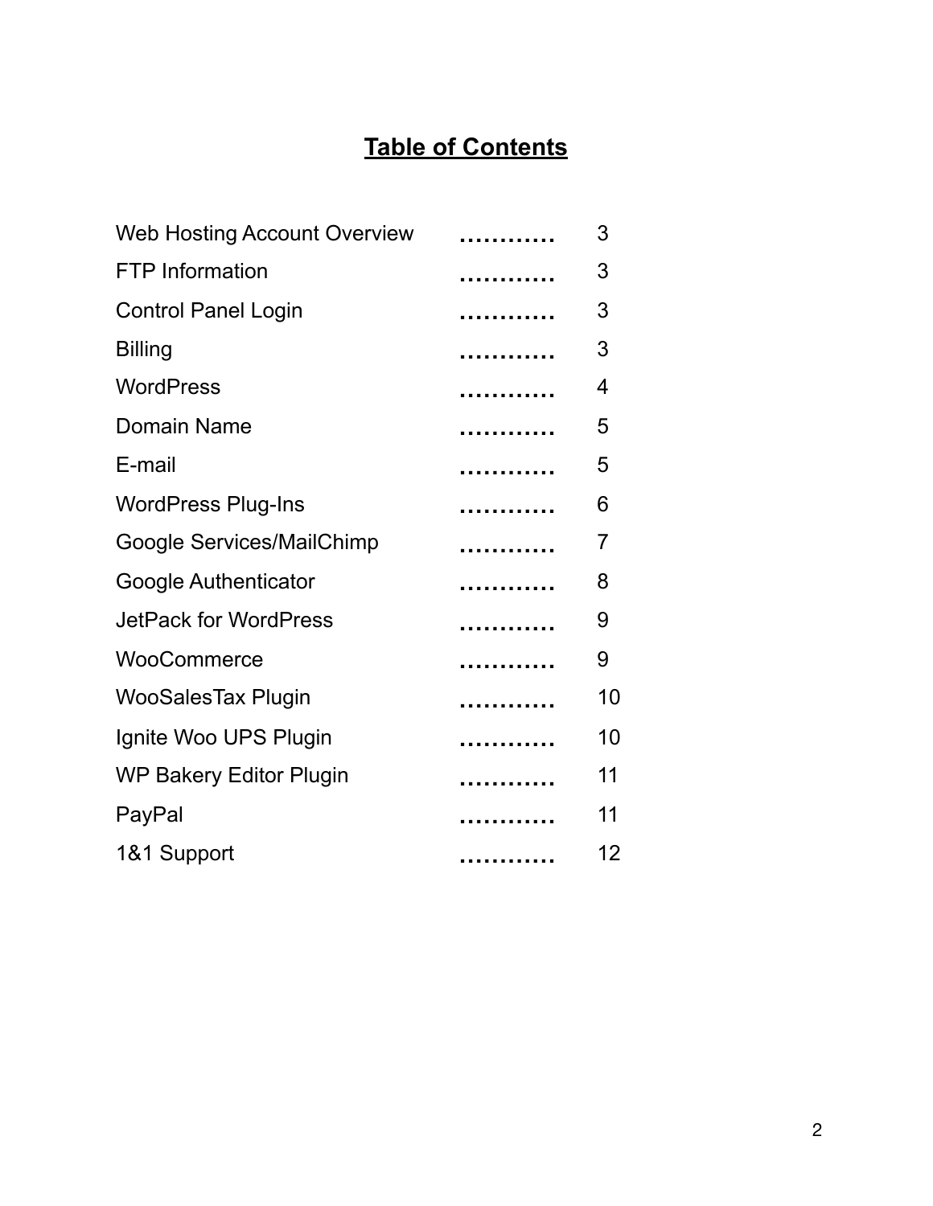# Table of Contents

| | | |
|---|---|---|
| Web Hosting Account Overview | ………… | 3 |
| FTP Information | ………… | 3 |
| Control Panel Login | ………… | 3 |
| Billing | ………… | 3 |
| WordPress | ………… | 4 |
| Domain Name | ………… | 5 |
| E-mail | ………… | 5 |
| WordPress Plug-Ins | ………… | 6 |
| Google Services/MailChimp | ………… | 7 |
| Google Authenticator | ………… | 8 |
| JetPack for WordPress | ………… | 9 |
| WooCommerce | ………… | 9 |
| WooSalesTax Plugin | ………… | 10 |
| Ignite Woo UPS Plugin | ………… | 10 |
| WP Bakery Editor Plugin | ………… | 11 |
| PayPal | ………… | 11 |
| 1&1 Support | ………… | 12 |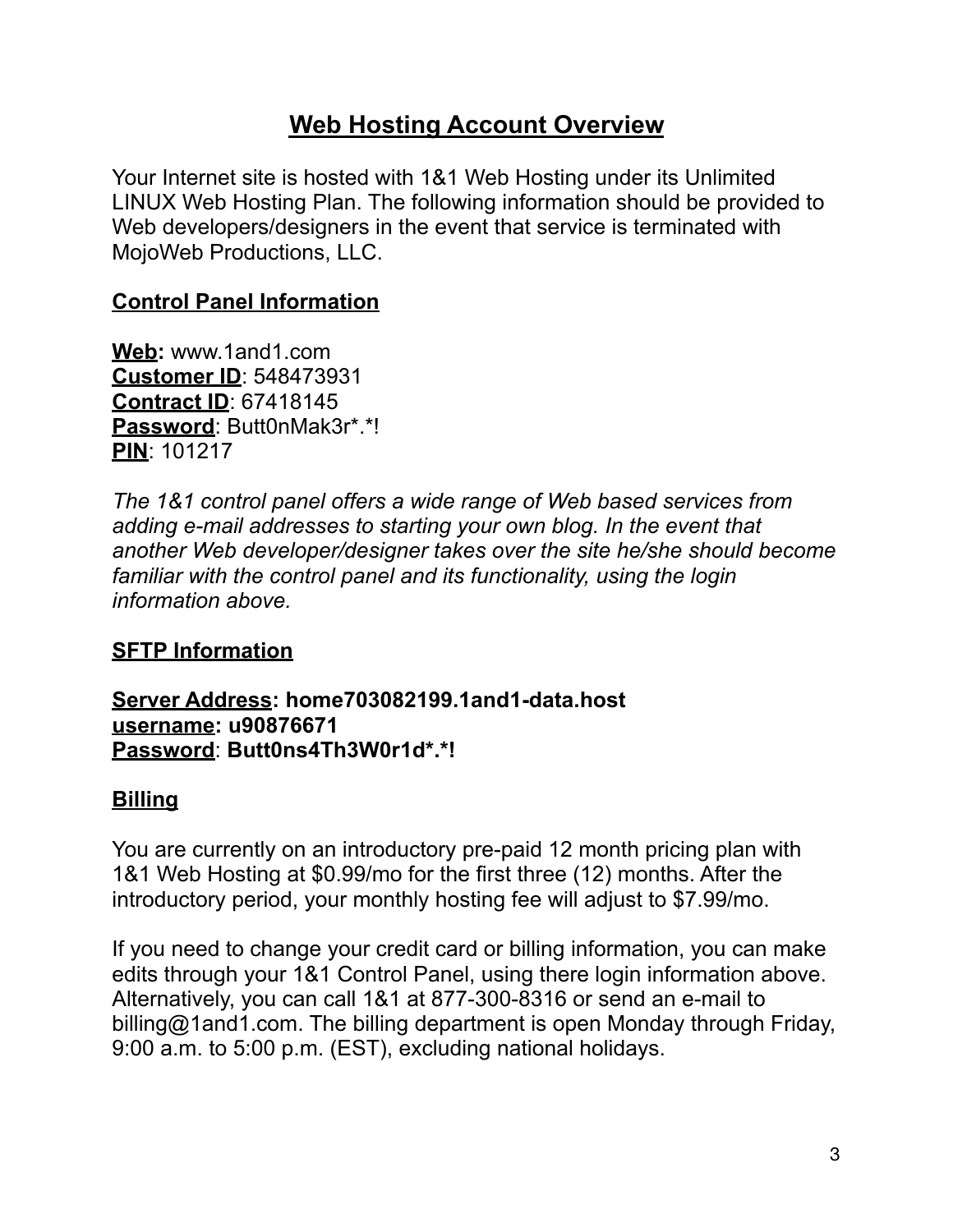# Web Hosting Account Overview

Your Internet site is hosted with 1&1 Web Hosting under its Unlimited LINUX Web Hosting Plan. The following information should be provided to Web developers/designers in the event that service is terminated with MojoWeb Productions, LLC.

## Control Panel Information

**Web:** www.1and1.com
**Customer ID**: 548473931
**Contract ID**: 67418145
**Password**: Butt0nMak3r*.*!
**PIN**: 101217

*The 1&1 control panel offers a wide range of Web based services from adding e-mail addresses to starting your own blog. In the event that another Web developer/designer takes over the site he/she should become familiar with the control panel and its functionality, using the login information above.*

## SFTP Information

**Server Address: home703082199.1and1-data.host**
**username: u90876671**
**Password**: **Butt0ns4Th3W0r1d*.*!**

## Billing

You are currently on an introductory pre-paid 12 month pricing plan with 1&1 Web Hosting at $0.99/mo for the first three (12) months. After the introductory period, your monthly hosting fee will adjust to $7.99/mo.

If you need to change your credit card or billing information, you can make edits through your 1&1 Control Panel, using there login information above. Alternatively, you can call 1&1 at 877-300-8316 or send an e-mail to billing@1and1.com. The billing department is open Monday through Friday, 9:00 a.m. to 5:00 p.m. (EST), excluding national holidays.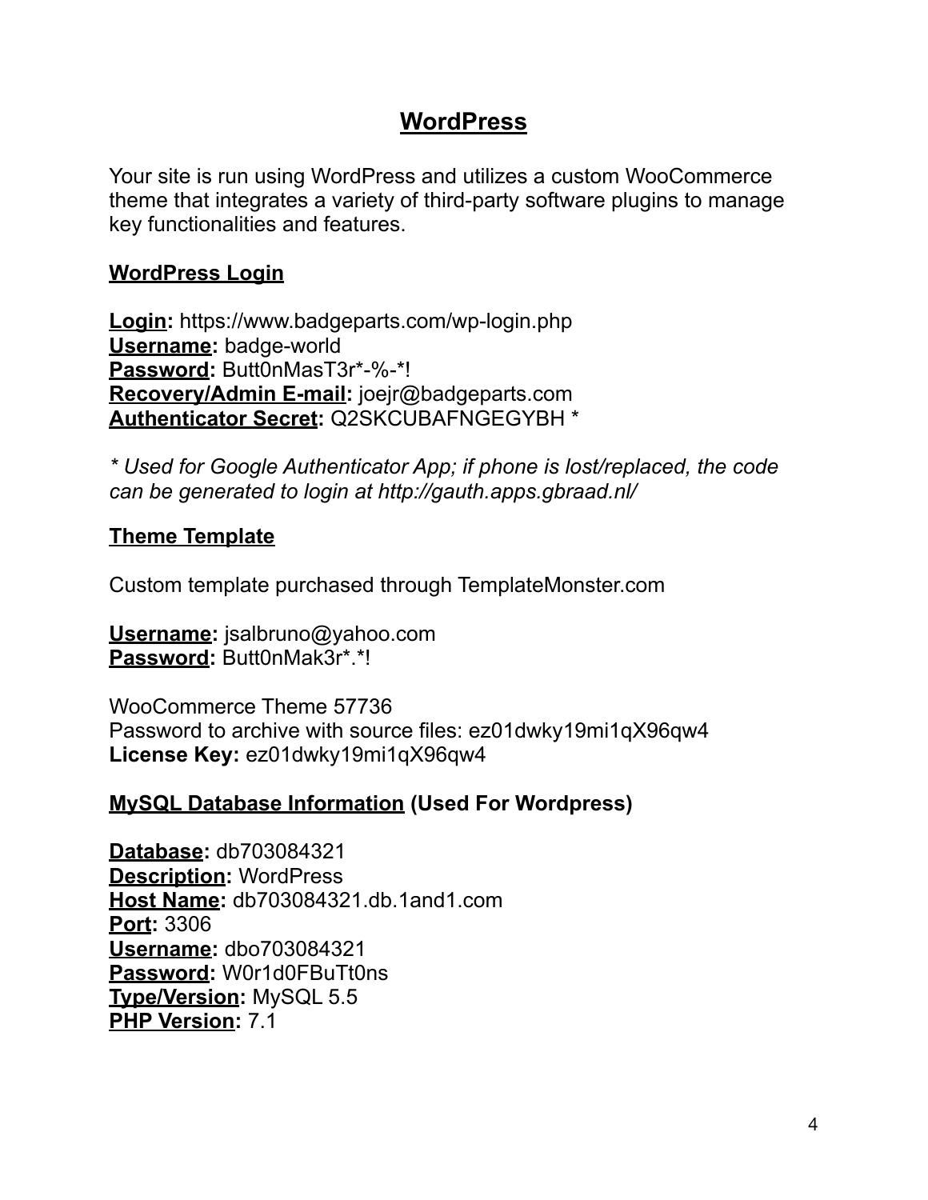# WordPress

Your site is run using WordPress and utilizes a custom WooCommerce theme that integrates a variety of third-party software plugins to manage key functionalities and features.

## WordPress Login

**Login:** https://www.badgeparts.com/wp-login.php
**Username:** badge-world
**Password:** Butt0nMasT3r*-%-*!
**Recovery/Admin E-mail:** joejr@badgeparts.com
**Authenticator Secret:** Q2SKCUBAFNGEGYBH *

*\* Used for Google Authenticator App; if phone is lost/replaced, the code can be generated to login at http://gauth.apps.gbraad.nl/*

## Theme Template

Custom template purchased through TemplateMonster.com

**Username:** jsalbruno@yahoo.com
**Password:** Butt0nMak3r*.*!

WooCommerce Theme 57736
Password to archive with source files: ez01dwky19mi1qX96qw4
**License Key:** ez01dwky19mi1qX96qw4

## MySQL Database Information (Used For Wordpress)

**Database:** db703084321
**Description:** WordPress
**Host Name:** db703084321.db.1and1.com
**Port:** 3306
**Username:** dbo703084321
**Password:** W0r1d0FBuTt0ns
**Type/Version:** MySQL 5.5
**PHP Version:** 7.1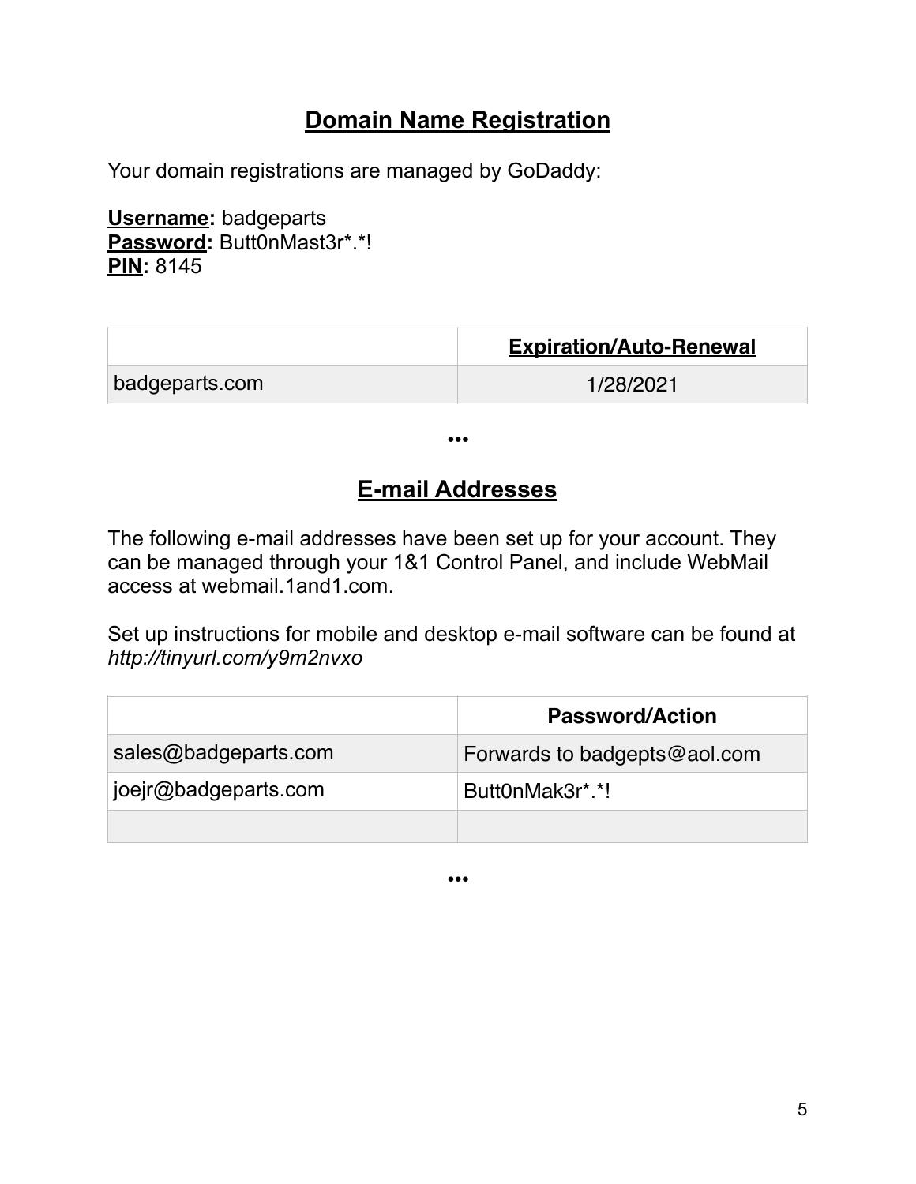## Domain Name Registration

Your domain registrations are managed by GoDaddy:

**Username:** badgeparts
**Password:** Butt0nMast3r*.*!
**PIN:** 8145

| | Expiration/Auto-Renewal |
|---|---|
| badgeparts.com | 1/28/2021 |

•••

## E-mail Addresses

The following e-mail addresses have been set up for your account. They can be managed through your 1&1 Control Panel, and include WebMail access at webmail.1and1.com.

Set up instructions for mobile and desktop e-mail software can be found at *http://tinyurl.com/y9m2nvxo*

| | Password/Action |
|---|---|
| sales@badgeparts.com | Forwards to badgepts@aol.com |
| joejr@badgeparts.com | Butt0nMak3r*.*! |
| | |

•••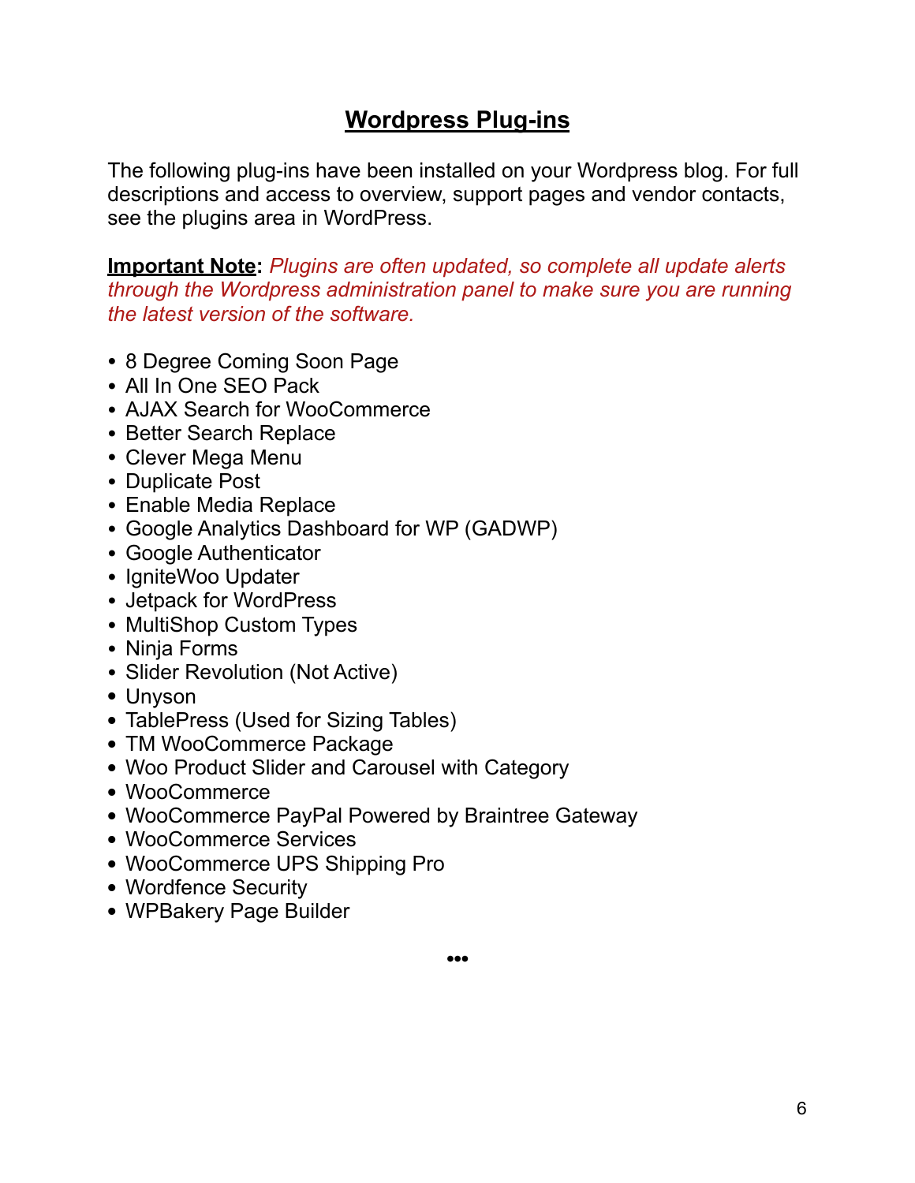# **Wordpress Plug-ins**

The following plug-ins have been installed on your Wordpress blog. For full descriptions and access to overview, support pages and vendor contacts, see the plugins area in WordPress.

**Important Note:** *Plugins are often updated, so complete all update alerts through the Wordpress administration panel to make sure you are running the latest version of the software.*

- 8 Degree Coming Soon Page
- All In One SEO Pack
- AJAX Search for WooCommerce
- Better Search Replace
- Clever Mega Menu
- Duplicate Post
- Enable Media Replace
- Google Analytics Dashboard for WP (GADWP)
- Google Authenticator
- IgniteWoo Updater
- Jetpack for WordPress
- MultiShop Custom Types
- Ninja Forms
- Slider Revolution (Not Active)
- Unyson
- TablePress (Used for Sizing Tables)
- TM WooCommerce Package
- Woo Product Slider and Carousel with Category
- WooCommerce
- WooCommerce PayPal Powered by Braintree Gateway
- WooCommerce Services
- WooCommerce UPS Shipping Pro
- Wordfence Security
- WPBakery Page Builder

•••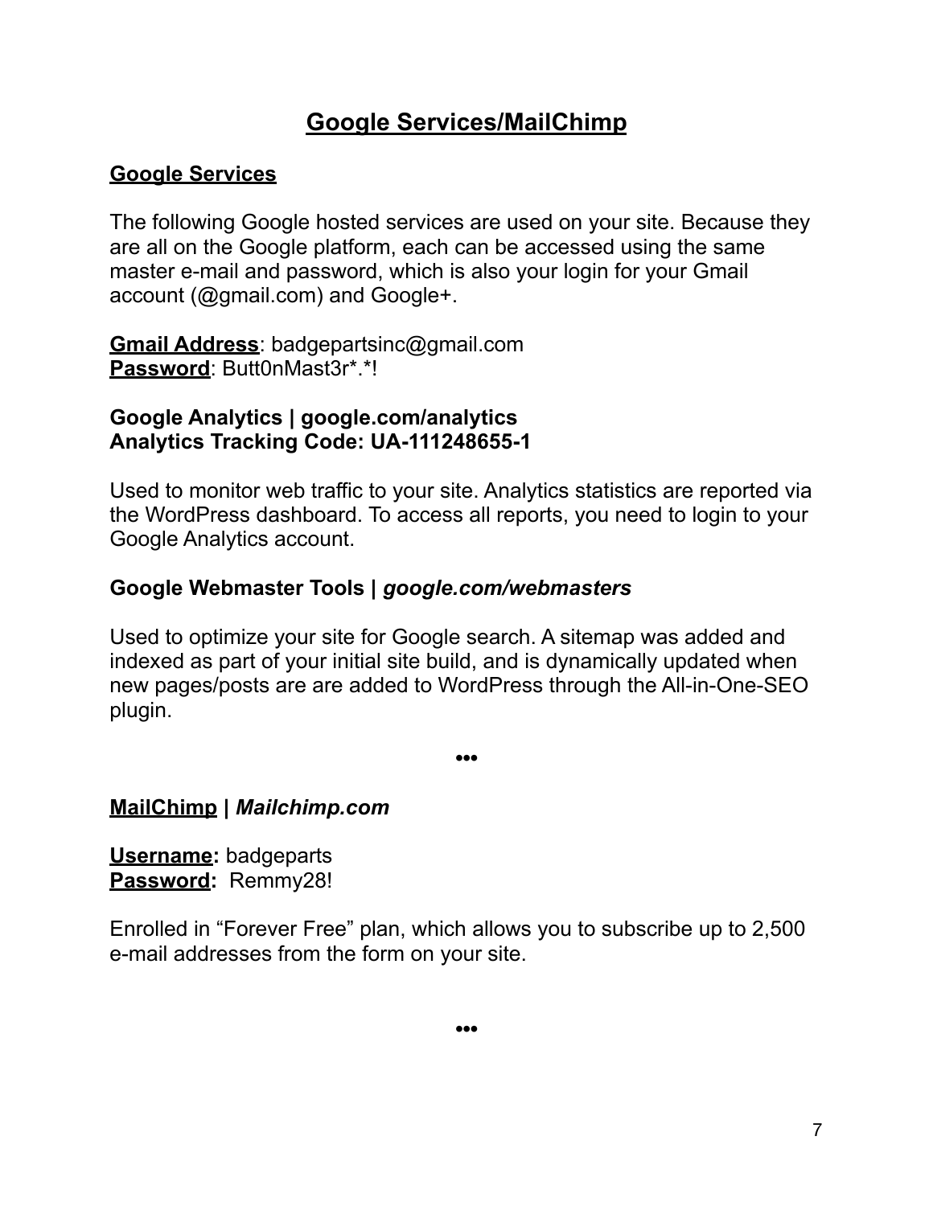# Google Services/MailChimp

## Google Services

The following Google hosted services are used on your site. Because they are all on the Google platform, each can be accessed using the same master e-mail and password, which is also your login for your Gmail account (@gmail.com) and Google+.

**Gmail Address**: badgepartsinc@gmail.com
**Password**: Butt0nMast3r*.*!

**Google Analytics | google.com/analytics**
**Analytics Tracking Code: UA-111248655-1**

Used to monitor web traffic to your site. Analytics statistics are reported via the WordPress dashboard. To access all reports, you need to login to your Google Analytics account.

**Google Webmaster Tools | *google.com/webmasters***

Used to optimize your site for Google search. A sitemap was added and indexed as part of your initial site build, and is dynamically updated when new pages/posts are are added to WordPress through the All-in-One-SEO plugin.

•••

**MailChimp | *Mailchimp.com***

**Username:** badgeparts
**Password:** Remmy28!

Enrolled in “Forever Free” plan, which allows you to subscribe up to 2,500 e-mail addresses from the form on your site.

•••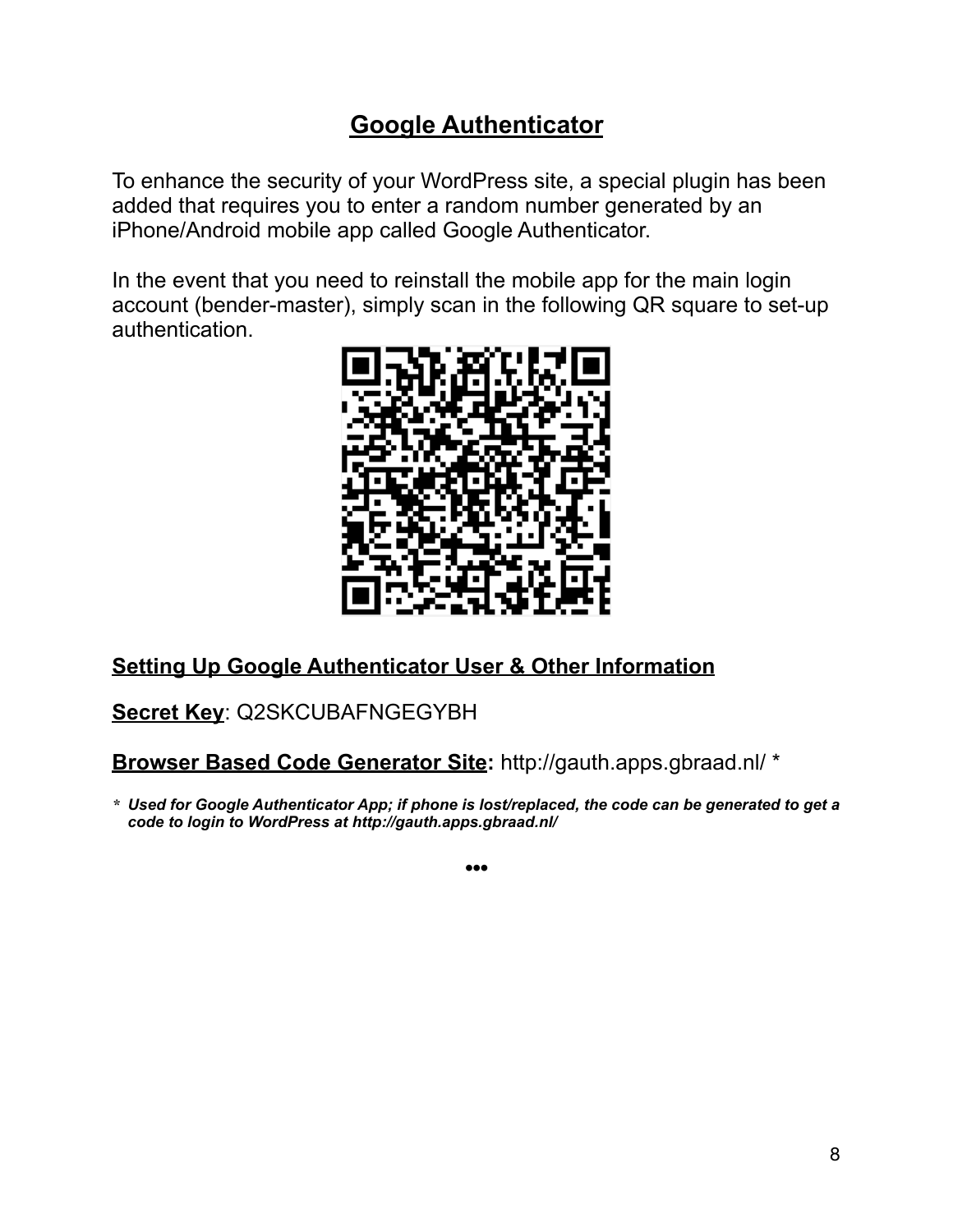## Google Authenticator

To enhance the security of your WordPress site, a special plugin has been added that requires you to enter a random number generated by an iPhone/Android mobile app called Google Authenticator.

In the event that you need to reinstall the mobile app for the main login account (bender-master), simply scan in the following QR square to set-up authentication.

### Setting Up Google Authenticator User & Other Information

**Secret Key**: Q2SKCUBAFNGEGYBH

**Browser Based Code Generator Site:** http://gauth.apps.gbraad.nl/ *

*\* Used for Google Authenticator App; if phone is lost/replaced, the code can be generated to get a code to login to WordPress at http://gauth.apps.gbraad.nl/*

•••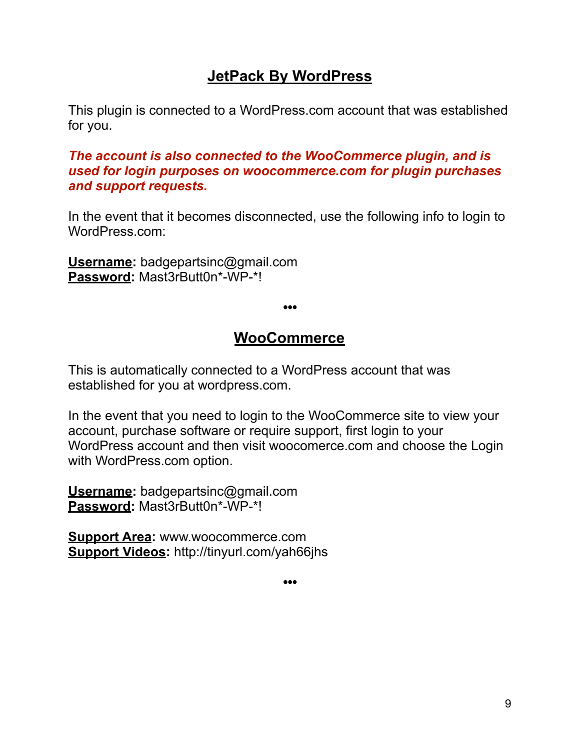## JetPack By WordPress

This plugin is connected to a WordPress.com account that was established for you.

***The account is also connected to the WooCommerce plugin, and is used for login purposes on woocommerce.com for plugin purchases and support requests.***

In the event that it becomes disconnected, use the following info to login to WordPress.com:

**Username:** badgepartsinc@gmail.com
**Password:** Mast3rButt0n*-WP-*!

•••

## WooCommerce

This is automatically connected to a WordPress account that was established for you at wordpress.com.

In the event that you need to login to the WooCommerce site to view your account, purchase software or require support, first login to your WordPress account and then visit woocomerce.com and choose the Login with WordPress.com option.

**Username:** badgepartsinc@gmail.com
**Password:** Mast3rButt0n*-WP-*!

**Support Area:** www.woocommerce.com
**Support Videos:** http://tinyurl.com/yah66jhs

•••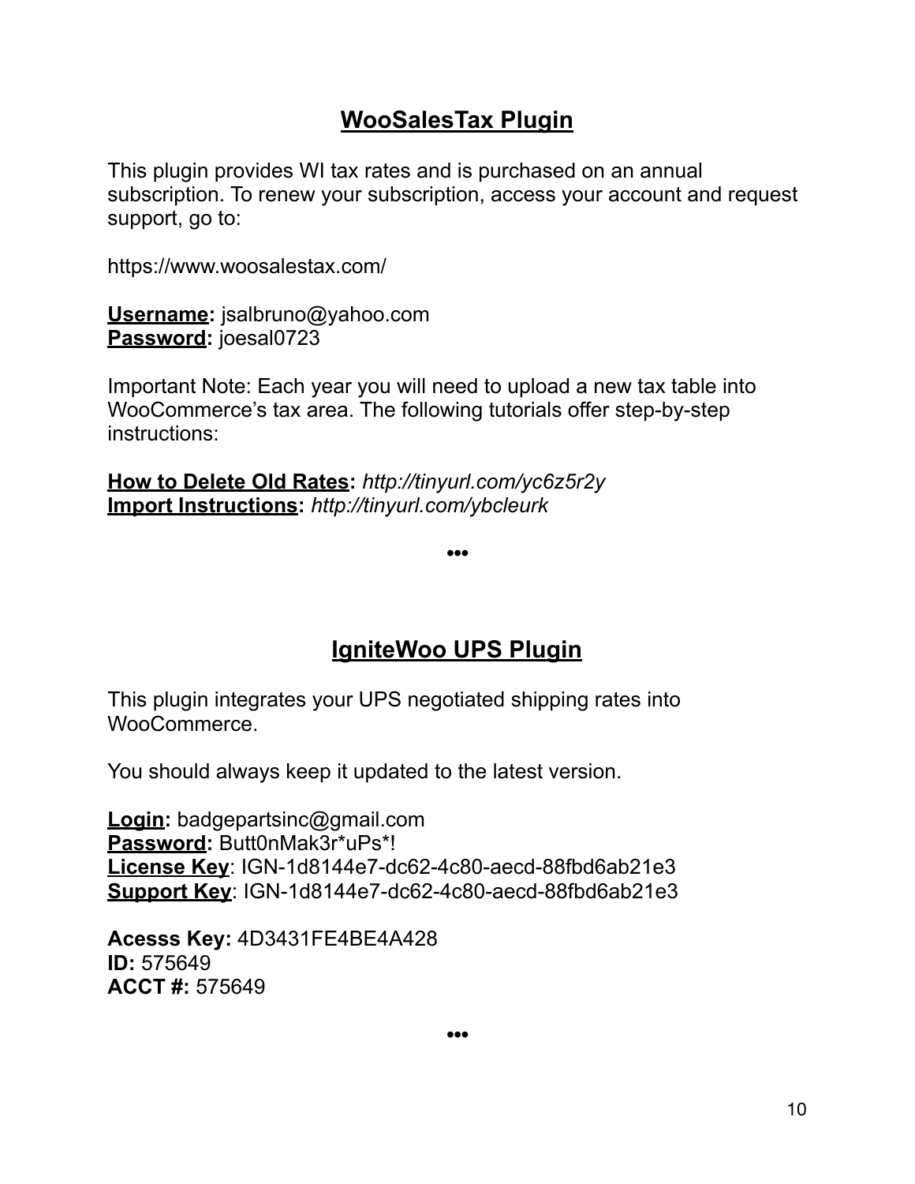## WooSalesTax Plugin

This plugin provides WI tax rates and is purchased on an annual subscription. To renew your subscription, access your account and request support, go to:

https://www.woosalestax.com/

**Username:** jsalbruno@yahoo.com
**Password:** joesal0723

Important Note: Each year you will need to upload a new tax table into WooCommerce's tax area. The following tutorials offer step-by-step instructions:

**How to Delete Old Rates:** *http://tinyurl.com/yc6z5r2y*
**Import Instructions:** *http://tinyurl.com/ybcleurk*

•••

## IgniteWoo UPS Plugin

This plugin integrates your UPS negotiated shipping rates into WooCommerce.

You should always keep it updated to the latest version.

**Login:** badgepartsinc@gmail.com
**Password:** Butt0nMak3r*uPs*!
**License Key**: IGN-1d8144e7-dc62-4c80-aecd-88fbd6ab21e3
**Support Key**: IGN-1d8144e7-dc62-4c80-aecd-88fbd6ab21e3

**Acesss Key:** 4D3431FE4BE4A428
**ID:** 575649
**ACCT #:** 575649

•••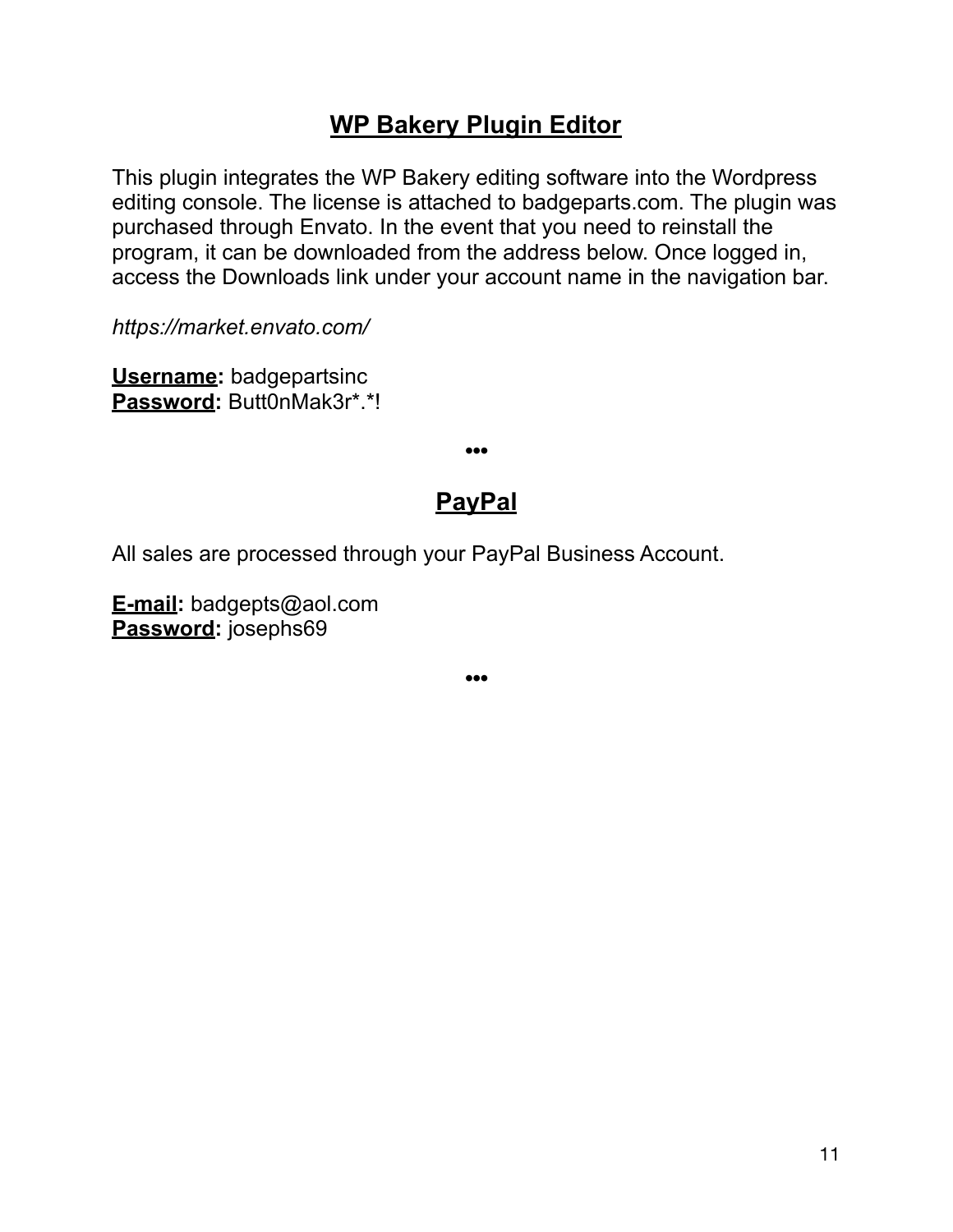## WP Bakery Plugin Editor

This plugin integrates the WP Bakery editing software into the Wordpress editing console. The license is attached to badgeparts.com. The plugin was purchased through Envato. In the event that you need to reinstall the program, it can be downloaded from the address below. Once logged in, access the Downloads link under your account name in the navigation bar.

*https://market.envato.com/*

**Username:** badgepartsinc
**Password:** Butt0nMak3r*.*!

•••

## PayPal

All sales are processed through your PayPal Business Account.

**E-mail:** badgepts@aol.com
**Password:** josephs69

•••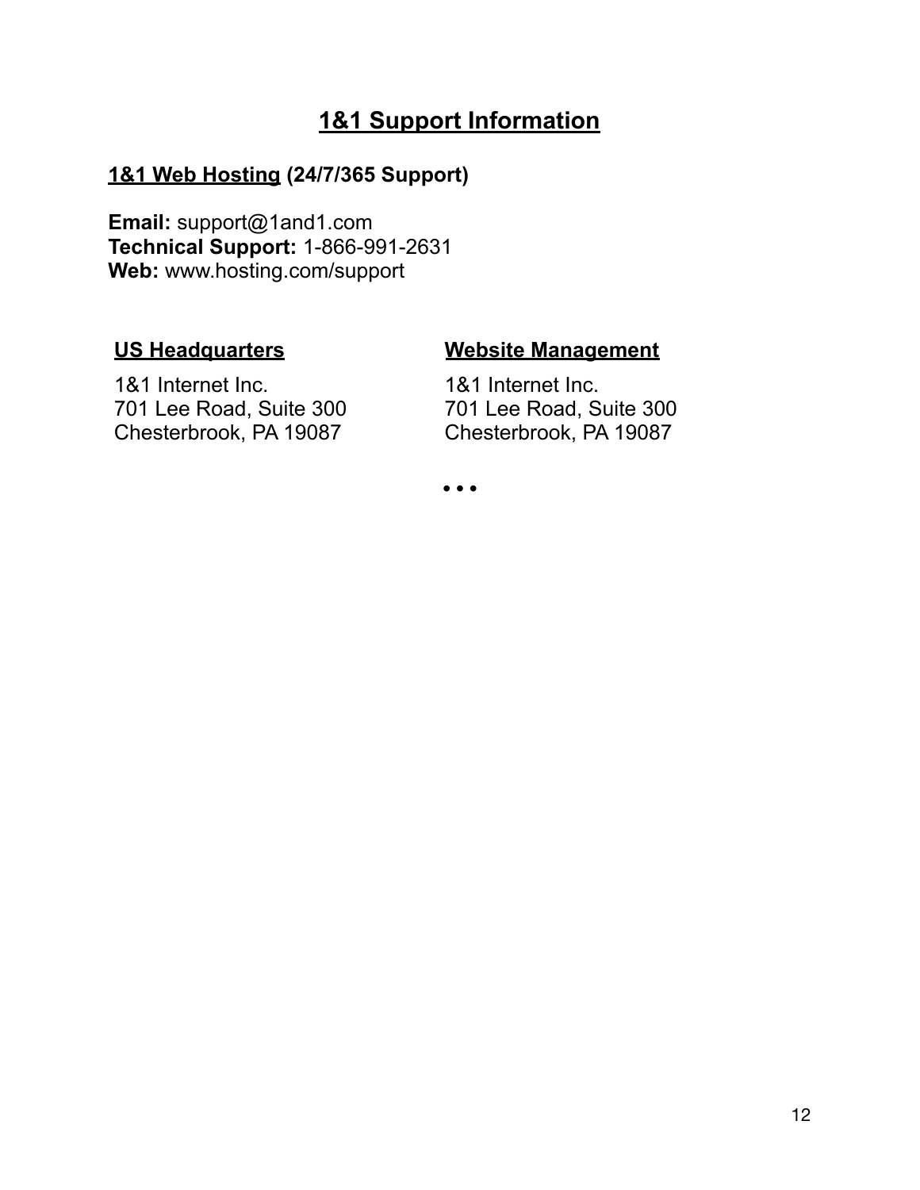# 1&1 Support Information

**1&1 Web Hosting (24/7/365 Support)**

**Email:** support@1and1.com
**Technical Support:** 1-866-991-2631
**Web:** www.hosting.com/support

**US Headquarters**

1&1 Internet Inc.
701 Lee Road, Suite 300
Chesterbrook, PA 19087

**Website Management**

1&1 Internet Inc.
701 Lee Road, Suite 300
Chesterbrook, PA 19087

• • •